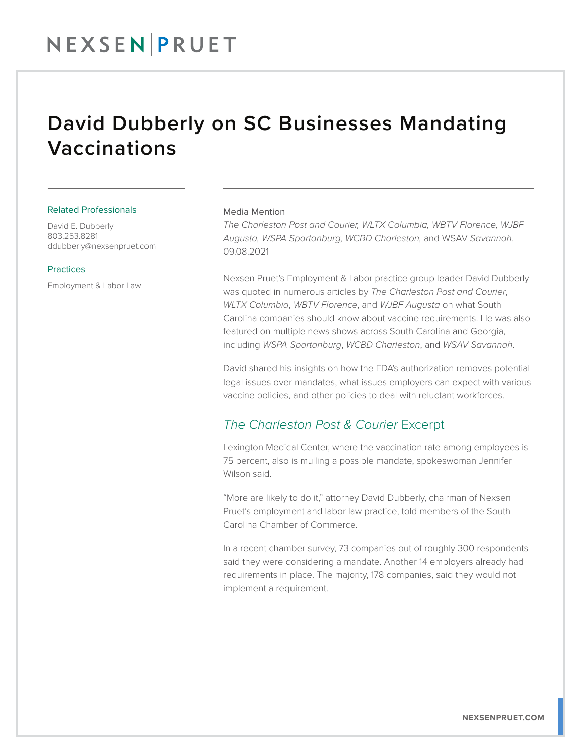NEXSEN PRUET

# David Dubberly on SC Businesses Mandating Vaccinations

### Related Professionals

David E. Dubberly
803.253.8281
ddubberly@nexsenpruet.com

### Practices

Employment & Labor Law

Media Mention
*The Charleston Post and Courier, WLTX Columbia, WBTV Florence, WJBF Augusta, WSPA Spartanburg, WCBD Charleston,* and WSAV *Savannah.*
09.08.2021

Nexsen Pruet's Employment & Labor practice group leader David Dubberly was quoted in numerous articles by *The Charleston Post and Courier*, *WLTX Columbia*, *WBTV Florence*, and *WJBF Augusta* on what South Carolina companies should know about vaccine requirements. He was also featured on multiple news shows across South Carolina and Georgia, including *WSPA Spartanburg*, *WCBD Charleston*, and *WSAV Savannah*.

David shared his insights on how the FDA's authorization removes potential legal issues over mandates, what issues employers can expect with various vaccine policies, and other policies to deal with reluctant workforces.

## *The Charleston Post & Courier* Excerpt

Lexington Medical Center, where the vaccination rate among employees is 75 percent, also is mulling a possible mandate, spokeswoman Jennifer Wilson said.

"More are likely to do it," attorney David Dubberly, chairman of Nexsen Pruet's employment and labor law practice, told members of the South Carolina Chamber of Commerce.

In a recent chamber survey, 73 companies out of roughly 300 respondents said they were considering a mandate. Another 14 employers already had requirements in place. The majority, 178 companies, said they would not implement a requirement.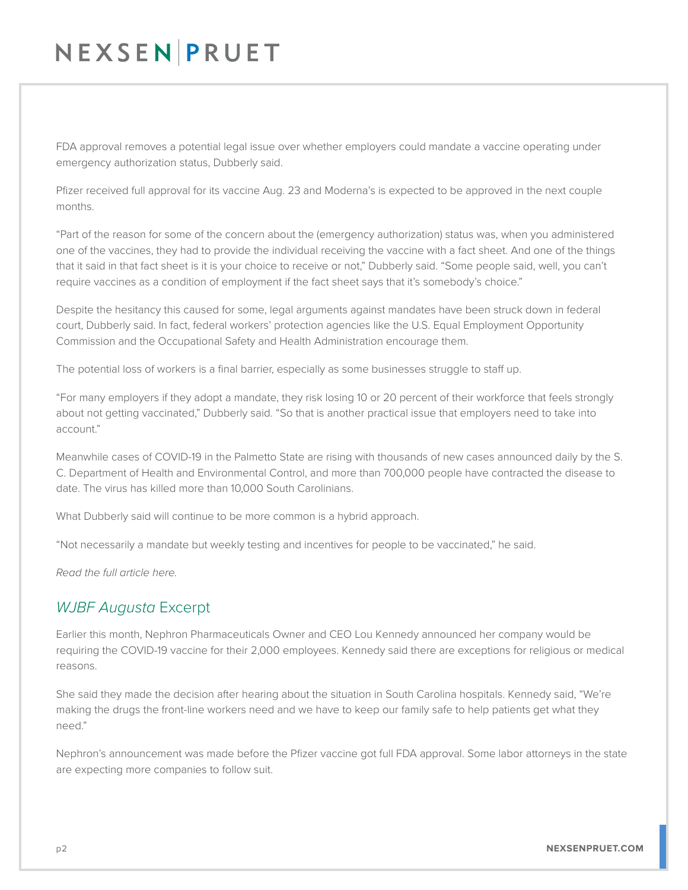FDA approval removes a potential legal issue over whether employers could mandate a vaccine operating under emergency authorization status, Dubberly said.

Pfizer received full approval for its vaccine Aug. 23 and Moderna's is expected to be approved in the next couple months.

"Part of the reason for some of the concern about the (emergency authorization) status was, when you administered one of the vaccines, they had to provide the individual receiving the vaccine with a fact sheet. And one of the things that it said in that fact sheet is it is your choice to receive or not," Dubberly said. "Some people said, well, you can't require vaccines as a condition of employment if the fact sheet says that it's somebody's choice."

Despite the hesitancy this caused for some, legal arguments against mandates have been struck down in federal court, Dubberly said. In fact, federal workers' protection agencies like the U.S. Equal Employment Opportunity Commission and the Occupational Safety and Health Administration encourage them.

The potential loss of workers is a final barrier, especially as some businesses struggle to staff up.

"For many employers if they adopt a mandate, they risk losing 10 or 20 percent of their workforce that feels strongly about not getting vaccinated," Dubberly said. "So that is another practical issue that employers need to take into account."

Meanwhile cases of COVID-19 in the Palmetto State are rising with thousands of new cases announced daily by the S. C. Department of Health and Environmental Control, and more than 700,000 people have contracted the disease to date. The virus has killed more than 10,000 South Carolinians.

What Dubberly said will continue to be more common is a hybrid approach.

"Not necessarily a mandate but weekly testing and incentives for people to be vaccinated," he said.

*Read the full article here.*

## *WJBF Augusta* Excerpt

Earlier this month, Nephron Pharmaceuticals Owner and CEO Lou Kennedy announced her company would be requiring the COVID-19 vaccine for their 2,000 employees. Kennedy said there are exceptions for religious or medical reasons.

She said they made the decision after hearing about the situation in South Carolina hospitals. Kennedy said, "We're making the drugs the front-line workers need and we have to keep our family safe to help patients get what they need."

Nephron's announcement was made before the Pfizer vaccine got full FDA approval. Some labor attorneys in the state are expecting more companies to follow suit.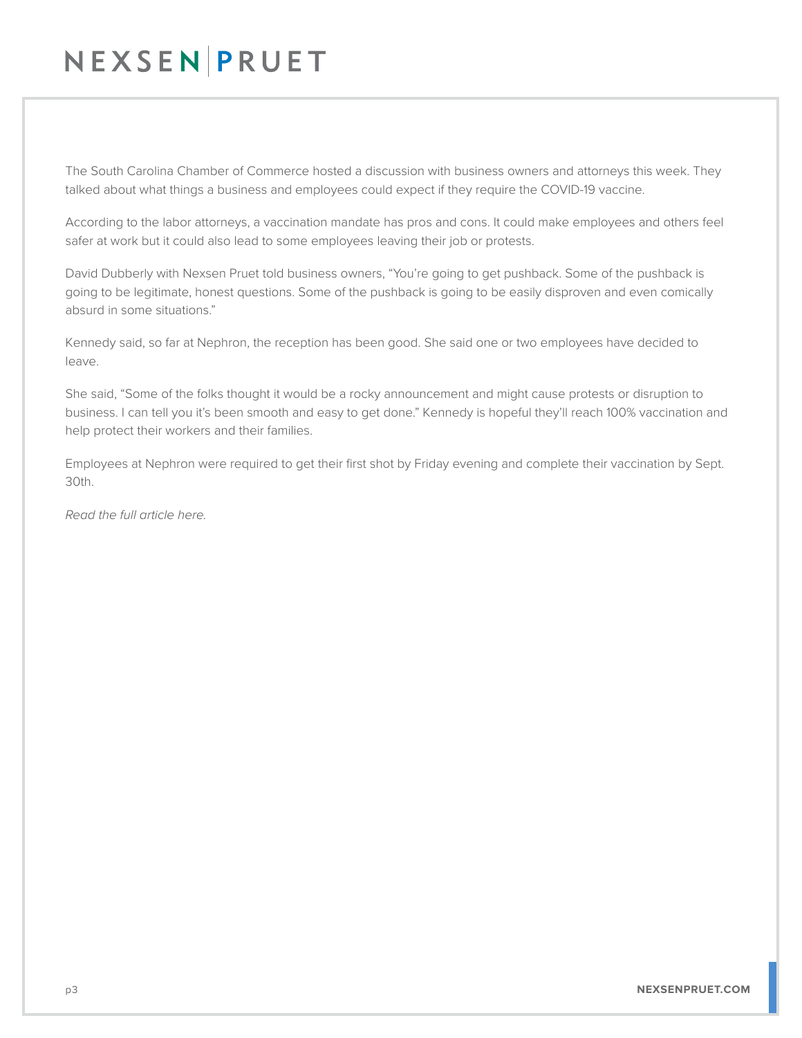The South Carolina Chamber of Commerce hosted a discussion with business owners and attorneys this week. They talked about what things a business and employees could expect if they require the COVID-19 vaccine.

According to the labor attorneys, a vaccination mandate has pros and cons. It could make employees and others feel safer at work but it could also lead to some employees leaving their job or protests.

David Dubberly with Nexsen Pruet told business owners, “You’re going to get pushback. Some of the pushback is going to be legitimate, honest questions. Some of the pushback is going to be easily disproven and even comically absurd in some situations.”

Kennedy said, so far at Nephron, the reception has been good. She said one or two employees have decided to leave.

She said, “Some of the folks thought it would be a rocky announcement and might cause protests or disruption to business. I can tell you it’s been smooth and easy to get done.” Kennedy is hopeful they’ll reach 100% vaccination and help protect their workers and their families.

Employees at Nephron were required to get their first shot by Friday evening and complete their vaccination by Sept. 30th.

*Read the full article here.*